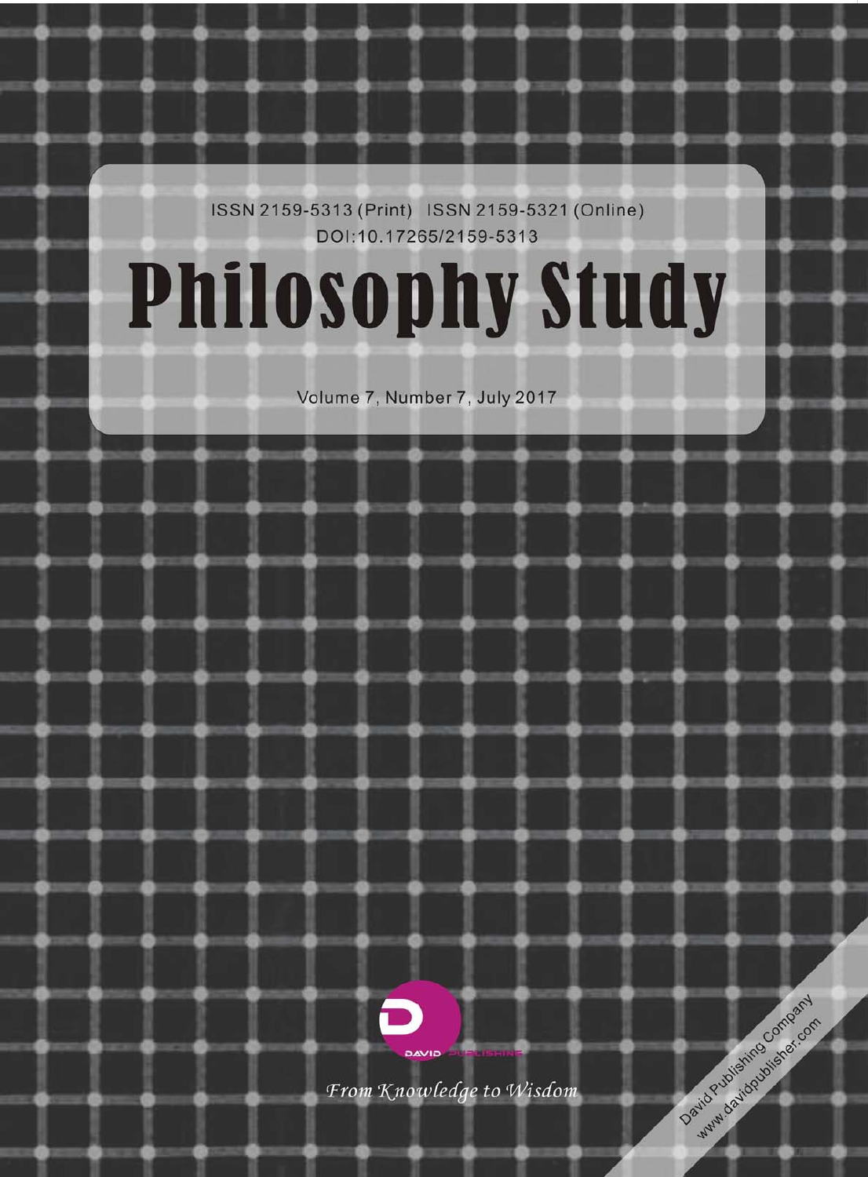ISSN 2159-5313 (Print) ISSN 2159-5321 (Online)

DOI:10.17265/2159-5313

# Philosophy Study

Volume 7, Number 7, July 2017

DAVID PUBLISHING

*From Knowledge to Wisdom*

David Publishing Company
www.davidpublisher.com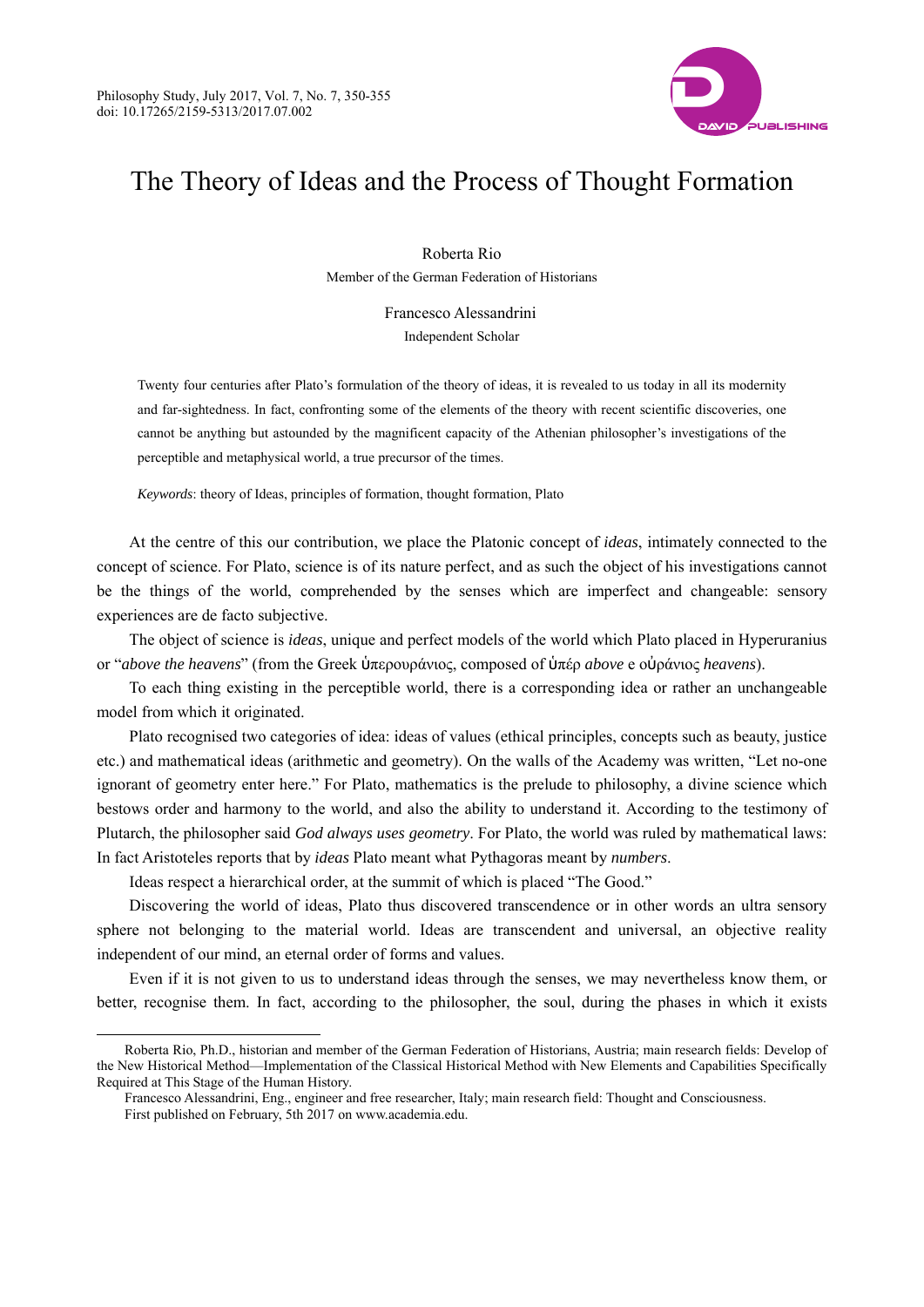# The Theory of Ideas and the Process of Thought Formation

Roberta Rio

Member of the German Federation of Historians

Francesco Alessandrini

Independent Scholar

Twenty four centuries after Plato's formulation of the theory of ideas, it is revealed to us today in all its modernity and far-sightedness. In fact, confronting some of the elements of the theory with recent scientific discoveries, one cannot be anything but astounded by the magnificent capacity of the Athenian philosopher's investigations of the perceptible and metaphysical world, a true precursor of the times.

*Keywords*: theory of Ideas, principles of formation, thought formation, Plato

At the centre of this our contribution, we place the Platonic concept of *ideas*, intimately connected to the concept of science. For Plato, science is of its nature perfect, and as such the object of his investigations cannot be the things of the world, comprehended by the senses which are imperfect and changeable: sensory experiences are de facto subjective.

The object of science is *ideas*, unique and perfect models of the world which Plato placed in Hyperuranius or "*above the heavens*" (from the Greek ὑπερουράνιος, composed of ὑπέρ *above* e οὐράνιος *heavens*).

To each thing existing in the perceptible world, there is a corresponding idea or rather an unchangeable model from which it originated.

Plato recognised two categories of idea: ideas of values (ethical principles, concepts such as beauty, justice etc.) and mathematical ideas (arithmetic and geometry). On the walls of the Academy was written, "Let no-one ignorant of geometry enter here." For Plato, mathematics is the prelude to philosophy, a divine science which bestows order and harmony to the world, and also the ability to understand it. According to the testimony of Plutarch, the philosopher said *God always uses geometry*. For Plato, the world was ruled by mathematical laws: In fact Aristoteles reports that by *ideas* Plato meant what Pythagoras meant by *numbers*.

Ideas respect a hierarchical order, at the summit of which is placed "The Good."

Discovering the world of ideas, Plato thus discovered transcendence or in other words an ultra sensory sphere not belonging to the material world. Ideas are transcendent and universal, an objective reality independent of our mind, an eternal order of forms and values.

Even if it is not given to us to understand ideas through the senses, we may nevertheless know them, or better, recognise them. In fact, according to the philosopher, the soul, during the phases in which it exists

---

Roberta Rio, Ph.D., historian and member of the German Federation of Historians, Austria; main research fields: Develop of the New Historical Method—Implementation of the Classical Historical Method with New Elements and Capabilities Specifically Required at This Stage of the Human History.

Francesco Alessandrini, Eng., engineer and free researcher, Italy; main research field: Thought and Consciousness.

First published on February, 5th 2017 on www.academia.edu.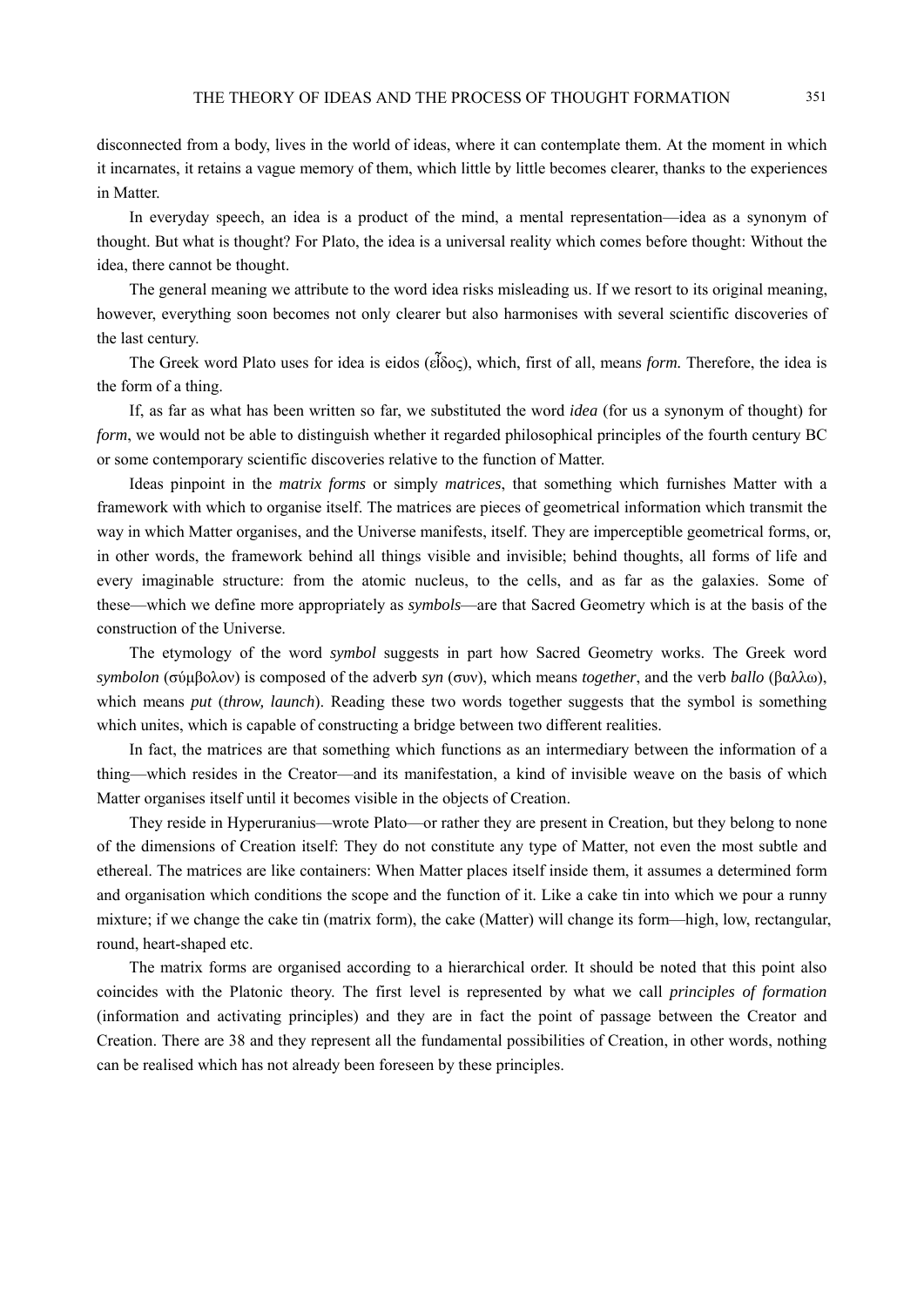disconnected from a body, lives in the world of ideas, where it can contemplate them. At the moment in which it incarnates, it retains a vague memory of them, which little by little becomes clearer, thanks to the experiences in Matter.

In everyday speech, an idea is a product of the mind, a mental representation—idea as a synonym of thought. But what is thought? For Plato, the idea is a universal reality which comes before thought: Without the idea, there cannot be thought.

The general meaning we attribute to the word idea risks misleading us. If we resort to its original meaning, however, everything soon becomes not only clearer but also harmonises with several scientific discoveries of the last century.

The Greek word Plato uses for idea is eidos (εἶδος), which, first of all, means *form.* Therefore, the idea is the form of a thing.

If, as far as what has been written so far, we substituted the word *idea* (for us a synonym of thought) for *form*, we would not be able to distinguish whether it regarded philosophical principles of the fourth century BC or some contemporary scientific discoveries relative to the function of Matter.

Ideas pinpoint in the *matrix forms* or simply *matrices*, that something which furnishes Matter with a framework with which to organise itself. The matrices are pieces of geometrical information which transmit the way in which Matter organises, and the Universe manifests, itself. They are imperceptible geometrical forms, or, in other words, the framework behind all things visible and invisible; behind thoughts, all forms of life and every imaginable structure: from the atomic nucleus, to the cells, and as far as the galaxies. Some of these—which we define more appropriately as *symbols*—are that Sacred Geometry which is at the basis of the construction of the Universe.

The etymology of the word *symbol* suggests in part how Sacred Geometry works. The Greek word *symbolon* (σύμβολον) is composed of the adverb *syn* (συν), which means *together*, and the verb *ballo* (βαλλω), which means *put* (*throw, launch*). Reading these two words together suggests that the symbol is something which unites, which is capable of constructing a bridge between two different realities.

In fact, the matrices are that something which functions as an intermediary between the information of a thing—which resides in the Creator—and its manifestation, a kind of invisible weave on the basis of which Matter organises itself until it becomes visible in the objects of Creation.

They reside in Hyperuranius—wrote Plato—or rather they are present in Creation, but they belong to none of the dimensions of Creation itself: They do not constitute any type of Matter, not even the most subtle and ethereal. The matrices are like containers: When Matter places itself inside them, it assumes a determined form and organisation which conditions the scope and the function of it. Like a cake tin into which we pour a runny mixture; if we change the cake tin (matrix form), the cake (Matter) will change its form—high, low, rectangular, round, heart-shaped etc.

The matrix forms are organised according to a hierarchical order. It should be noted that this point also coincides with the Platonic theory. The first level is represented by what we call *principles of formation* (information and activating principles) and they are in fact the point of passage between the Creator and Creation. There are 38 and they represent all the fundamental possibilities of Creation, in other words, nothing can be realised which has not already been foreseen by these principles.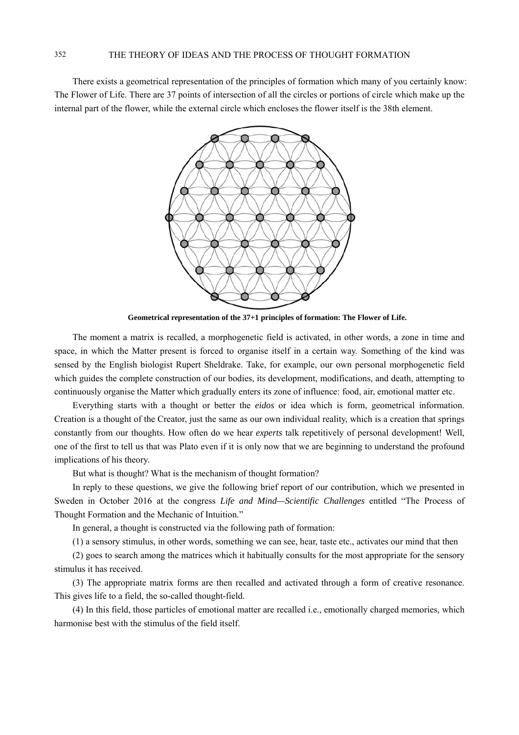There exists a geometrical representation of the principles of formation which many of you certainly know: The Flower of Life. There are 37 points of intersection of all the circles or portions of circle which make up the internal part of the flower, while the external circle which encloses the flower itself is the 38th element.

**Geometrical representation of the 37+1 principles of formation: The Flower of Life.**

The moment a matrix is recalled, a morphogenetic field is activated, in other words, a zone in time and space, in which the Matter present is forced to organise itself in a certain way. Something of the kind was sensed by the English biologist Rupert Sheldrake. Take, for example, our own personal morphogenetic field which guides the complete construction of our bodies, its development, modifications, and death, attempting to continuously organise the Matter which gradually enters its zone of influence: food, air, emotional matter etc.

Everything starts with a thought or better the *eidos* or idea which is form, geometrical information. Creation is a thought of the Creator, just the same as our own individual reality, which is a creation that springs constantly from our thoughts. How often do we hear *experts* talk repetitively of personal development! Well, one of the first to tell us that was Plato even if it is only now that we are beginning to understand the profound implications of his theory.

But what is thought? What is the mechanism of thought formation?

In reply to these questions, we give the following brief report of our contribution, which we presented in Sweden in October 2016 at the congress *Life and Mind—Scientific Challenges* entitled "The Process of Thought Formation and the Mechanic of Intuition."

In general, a thought is constructed via the following path of formation:

(1) a sensory stimulus, in other words, something we can see, hear, taste etc., activates our mind that then

(2) goes to search among the matrices which it habitually consults for the most appropriate for the sensory stimulus it has received.

(3) The appropriate matrix forms are then recalled and activated through a form of creative resonance. This gives life to a field, the so-called thought-field.

(4) In this field, those particles of emotional matter are recalled i.e., emotionally charged memories, which harmonise best with the stimulus of the field itself.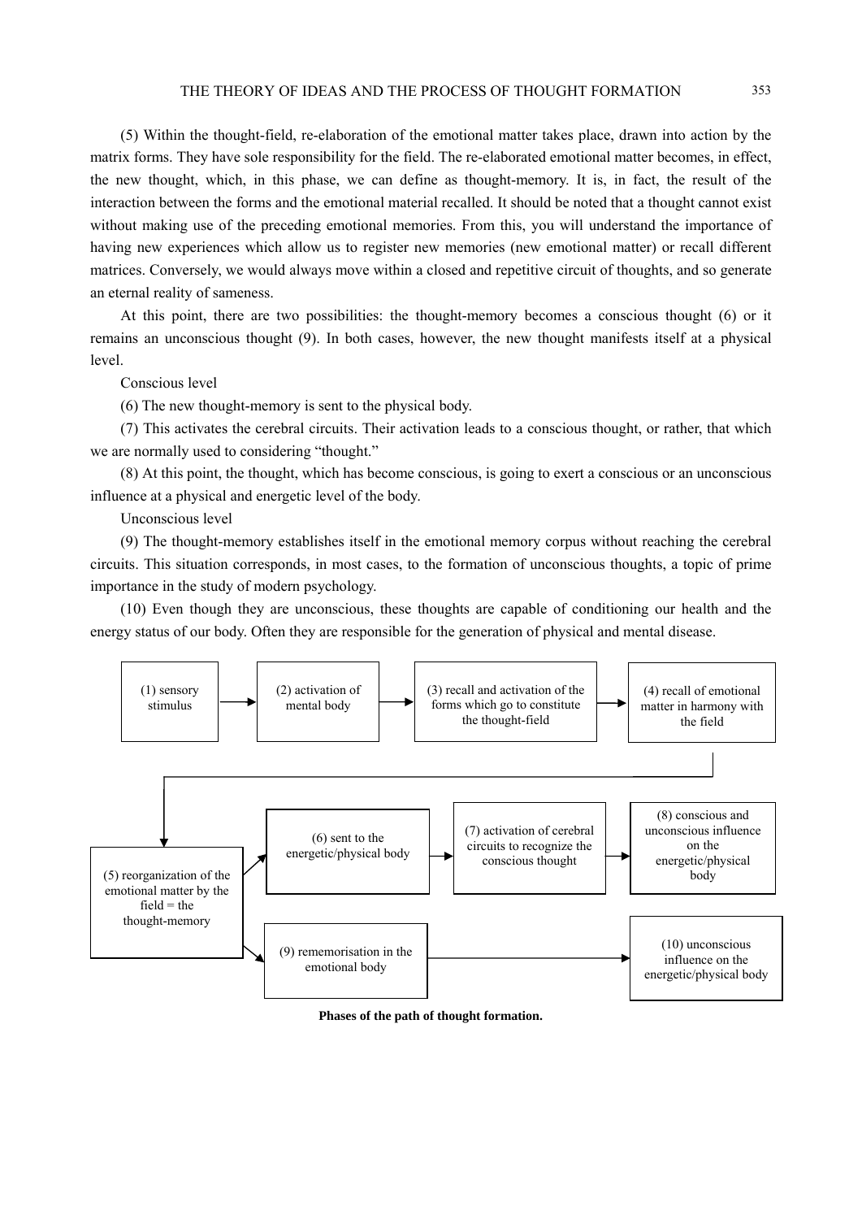(5) Within the thought-field, re-elaboration of the emotional matter takes place, drawn into action by the matrix forms. They have sole responsibility for the field. The re-elaborated emotional matter becomes, in effect, the new thought, which, in this phase, we can define as thought-memory. It is, in fact, the result of the interaction between the forms and the emotional material recalled. It should be noted that a thought cannot exist without making use of the preceding emotional memories. From this, you will understand the importance of having new experiences which allow us to register new memories (new emotional matter) or recall different matrices. Conversely, we would always move within a closed and repetitive circuit of thoughts, and so generate an eternal reality of sameness.

At this point, there are two possibilities: the thought-memory becomes a conscious thought (6) or it remains an unconscious thought (9). In both cases, however, the new thought manifests itself at a physical level.

Conscious level

(6) The new thought-memory is sent to the physical body.

(7) This activates the cerebral circuits. Their activation leads to a conscious thought, or rather, that which we are normally used to considering "thought."

(8) At this point, the thought, which has become conscious, is going to exert a conscious or an unconscious influence at a physical and energetic level of the body.

Unconscious level

(9) The thought-memory establishes itself in the emotional memory corpus without reaching the cerebral circuits. This situation corresponds, in most cases, to the formation of unconscious thoughts, a topic of prime importance in the study of modern psychology.

(10) Even though they are unconscious, these thoughts are capable of conditioning our health and the energy status of our body. Often they are responsible for the generation of physical and mental disease.

(1) sensory stimulus → (2) activation of mental body → (3) recall and activation of the forms which go to constitute the thought-field → (4) recall of emotional matter in harmony with the field → (5) reorganization of the emotional matter by the field = the thought-memory

(5) → (6) sent to the energetic/physical body → (7) activation of cerebral circuits to recognize the conscious thought → (8) conscious and unconscious influence on the energetic/physical body

(5) → (9) rememorisation in the emotional body → (10) unconscious influence on the energetic/physical body

**Phases of the path of thought formation.**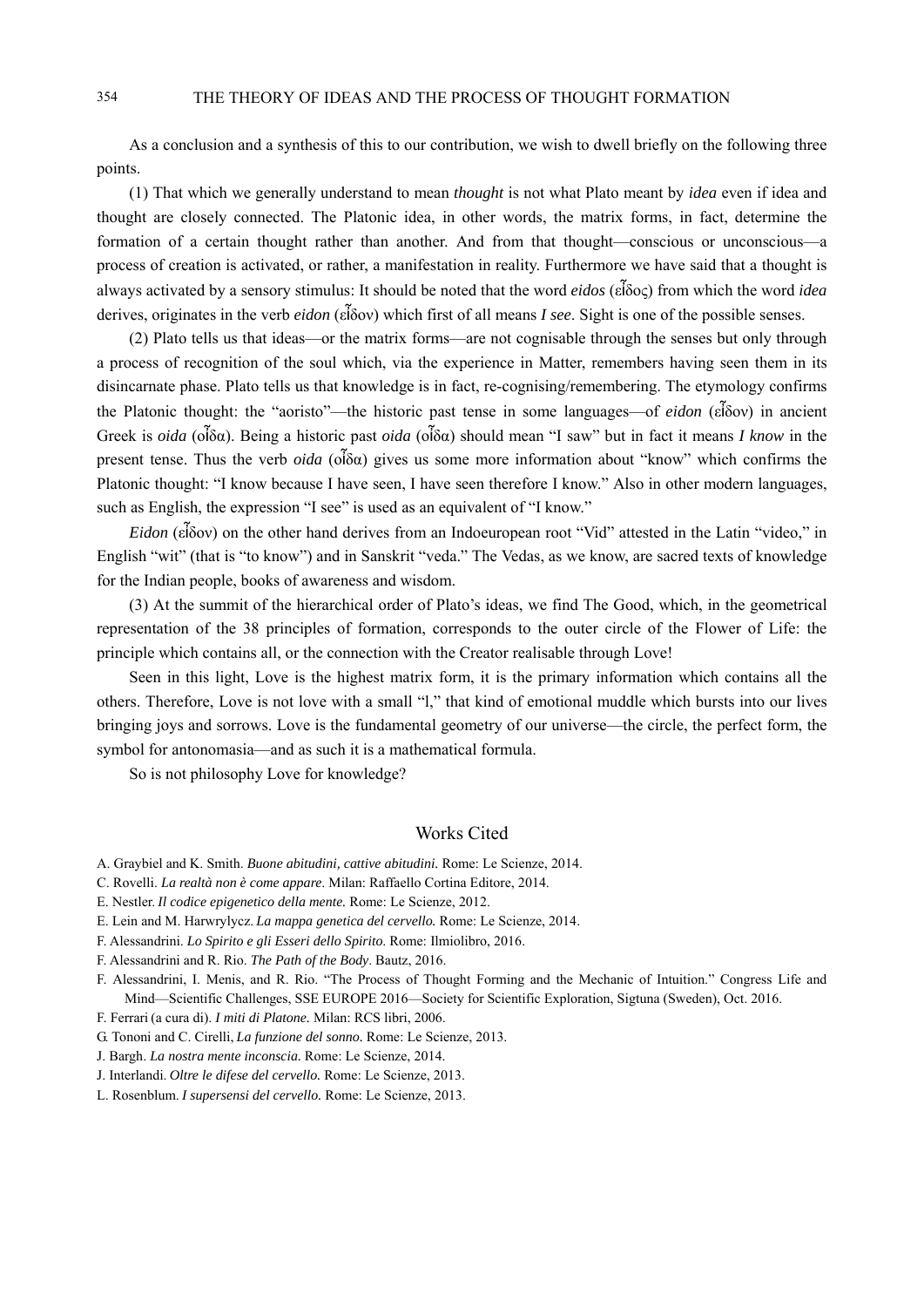As a conclusion and a synthesis of this to our contribution, we wish to dwell briefly on the following three points.

(1) That which we generally understand to mean *thought* is not what Plato meant by *idea* even if idea and thought are closely connected. The Platonic idea, in other words, the matrix forms, in fact, determine the formation of a certain thought rather than another. And from that thought—conscious or unconscious—a process of creation is activated, or rather, a manifestation in reality. Furthermore we have said that a thought is always activated by a sensory stimulus: It should be noted that the word *eidos* (εἶδος) from which the word *idea* derives, originates in the verb *eidon* (εἶδον) which first of all means *I see*. Sight is one of the possible senses.

(2) Plato tells us that ideas—or the matrix forms—are not cognisable through the senses but only through a process of recognition of the soul which, via the experience in Matter, remembers having seen them in its disincarnate phase. Plato tells us that knowledge is in fact, re-cognising/remembering. The etymology confirms the Platonic thought: the "aoristo"—the historic past tense in some languages—of *eidon* (εἶδον) in ancient Greek is *oida* (οἶδα). Being a historic past *oida* (οἶδα) should mean "I saw" but in fact it means *I know* in the present tense. Thus the verb *oida* (οἶδα) gives us some more information about "know" which confirms the Platonic thought: "I know because I have seen, I have seen therefore I know." Also in other modern languages, such as English, the expression "I see" is used as an equivalent of "I know."

*Eidon* (εἶδον) on the other hand derives from an Indoeuropean root "Vid" attested in the Latin "video," in English "wit" (that is "to know") and in Sanskrit "veda." The Vedas, as we know, are sacred texts of knowledge for the Indian people, books of awareness and wisdom.

(3) At the summit of the hierarchical order of Plato's ideas, we find The Good, which, in the geometrical representation of the 38 principles of formation, corresponds to the outer circle of the Flower of Life: the principle which contains all, or the connection with the Creator realisable through Love!

Seen in this light, Love is the highest matrix form, it is the primary information which contains all the others. Therefore, Love is not love with a small "l," that kind of emotional muddle which bursts into our lives bringing joys and sorrows. Love is the fundamental geometry of our universe—the circle, the perfect form, the symbol for antonomasia—and as such it is a mathematical formula.

So is not philosophy Love for knowledge?

## Works Cited

A. Graybiel and K. Smith. *Buone abitudini, cattive abitudini.* Rome: Le Scienze, 2014.

C. Rovelli. *La realtà non è come appare*. Milan: Raffaello Cortina Editore, 2014.

E. Nestler. *Il codice epigenetico della mente.* Rome: Le Scienze, 2012.

E. Lein and M. Harwrylycz. *La mappa genetica del cervello.* Rome: Le Scienze, 2014.

F. Alessandrini. *Lo Spirito e gli Esseri dello Spirito*. Rome: Ilmiolibro, 2016.

F. Alessandrini and R. Rio. *The Path of the Body*. Bautz, 2016.

F. Alessandrini, I. Menis, and R. Rio. "The Process of Thought Forming and the Mechanic of Intuition." Congress Life and Mind—Scientific Challenges, SSE EUROPE 2016—Society for Scientific Exploration, Sigtuna (Sweden), Oct. 2016.

F. Ferrari (a cura di). *I miti di Platone.* Milan: RCS libri, 2006.

G. Tononi and C. Cirelli, *La funzione del sonno*. Rome: Le Scienze, 2013.

J. Bargh. *La nostra mente inconscia.* Rome: Le Scienze, 2014.

J. Interlandi. *Oltre le difese del cervello.* Rome: Le Scienze, 2013.

L. Rosenblum. *I supersensi del cervello.* Rome: Le Scienze, 2013.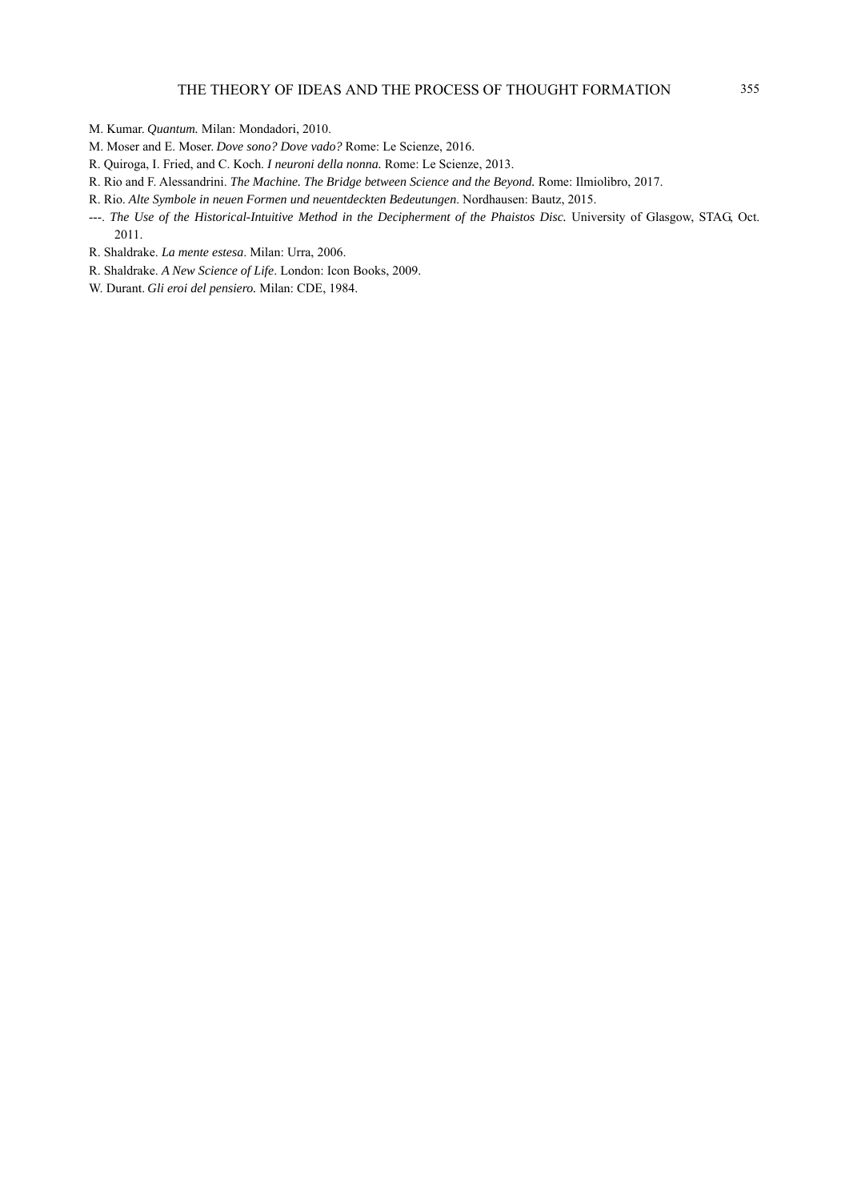M. Kumar. *Quantum.* Milan: Mondadori, 2010.

M. Moser and E. Moser. *Dove sono? Dove vado?* Rome: Le Scienze, 2016.

R. Quiroga, I. Fried, and C. Koch. *I neuroni della nonna.* Rome: Le Scienze, 2013.

R. Rio and F. Alessandrini. *The Machine. The Bridge between Science and the Beyond.* Rome: Ilmiolibro, 2017.

R. Rio. *Alte Symbole in neuen Formen und neuentdeckten Bedeutungen*. Nordhausen: Bautz, 2015.

---. *The Use of the Historical-Intuitive Method in the Decipherment of the Phaistos Disc.* University of Glasgow, STAG, Oct. 2011.

R. Shaldrake. *La mente estesa*. Milan: Urra, 2006.

R. Shaldrake. *A New Science of Life*. London: Icon Books, 2009.

W. Durant. *Gli eroi del pensiero.* Milan: CDE, 1984.